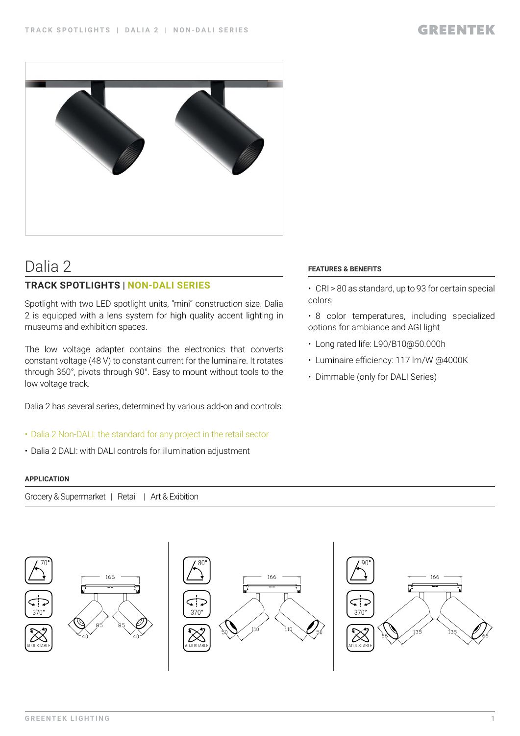# Dalia 2

## TRACK SPOTLIGHTS | NON-DALI SERIES

Spotlight with two LED spotlight units, "mini" construction size. Dalia 2 is equipped with a lens system for high quality accent lighting in museums and exhibition spaces.

The low voltage adapter contains the electronics that converts constant voltage (48 V) to constant current for the luminaire. It rotates through 360°, pivots through 90°. Easy to mount without tools to the low voltage track.

Dalia 2 has several series, determined by various add-on and controls:

- Dalia 2 Non-DALI: the standard for any project in the retail sector
- Dalia 2 DALI: with DALI controls for illumination adjustment

#### FEATURES & BENEFITS

- CRI > 80 as standard, up to 93 for certain special colors
- 8 color temperatures, including specialized options for ambiance and AGI light
- Long rated life: L90/B10@50.000h
- Luminaire efficiency: 117 lm/W @4000K
- Dimmable (only for DALI Series)

#### APPLICATION

Grocery & Supermarket | Retail | Art & Exibition

70° | 370° | ADJUSTABLE — 166, 85, 85, 40, 40

80° | 370° | ADJUSTABLE — 166, 110, 110, 50, 50

90° | 370° | ADJUSTABLE — 166, 135, 135, 66, 66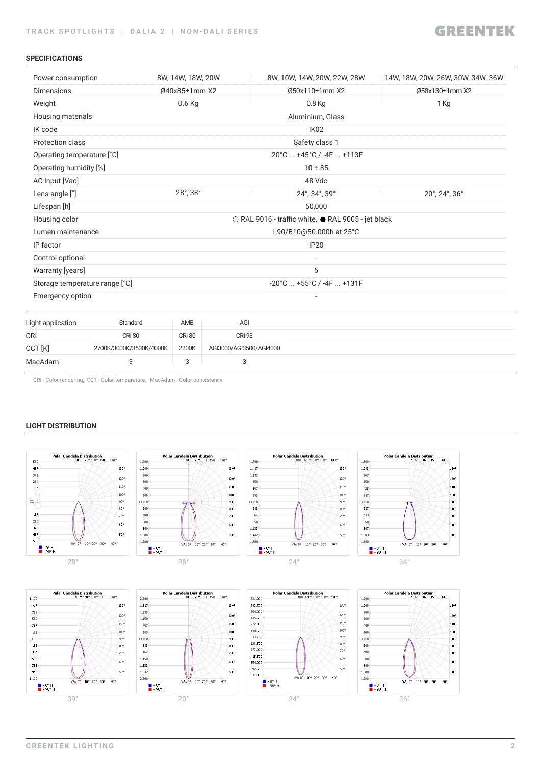## SPECIFICATIONS

| | | | |
|---|---|---|---|
| Power consumption | 8W, 14W, 18W, 20W | 8W, 10W, 14W, 20W, 22W, 28W | 14W, 18W, 20W, 26W, 30W, 34W, 36W |
| Dimensions | Ø40x85±1mm X2 | Ø50x110±1mm X2 | Ø58x130±1mm X2 |
| Weight | 0.6 Kg | 0.8 Kg | 1 Kg |
| Housing materials | Aluminium, Glass | | |
| IK code | IK02 | | |
| Protection class | Safety class 1 | | |
| Operating temperature [°C] | -20°C ... +45°C / -4F ... +113F | | |
| Operating humidity [%] | 10 ÷ 85 | | |
| AC Input [Vac] | 48 Vdc | | |
| Lens angle [°] | 28°, 38° | 24°, 34°, 39° | 20°, 24°, 36° |
| Lifespan [h] | 50,000 | | |
| Housing color | ○ RAL 9016 - traffic white, ● RAL 9005 - jet black | | |
| Lumen maintenance | L90/B10@50.000h at 25°C | | |
| IP factor | IP20 | | |
| Control optional | - | | |
| Warranty [years] | 5 | | |
| Storage temperature range [°C] | -20°C ... +55°C / -4F ... +131F | | |
| Emergency option | - | | |

| Light application | Standard | AMB | AGI |
|---|---|---|---|
| CRI | CRI 80 | CRI 80 | CRI 93 |
| CCT [K] | 2700K/3000K/3500K/4000K | 2200K | AGI3000/AGI3500/AGI4000 |
| MacAdam | 3 | 3 | 3 |

CRI - Color rendering, CCT - Color temperature, MacAdam - Color consistency

## LIGHT DISTRIBUTION

Polar Candela Distribution — 28°

Polar Candela Distribution — 38°

Polar Candela Distribution — 24°

Polar Candela Distribution — 34°

Polar Candela Distribution — 39°

Polar Candela Distribution — 20°

Polar Candela Distribution — 24°

Polar Candela Distribution — 36°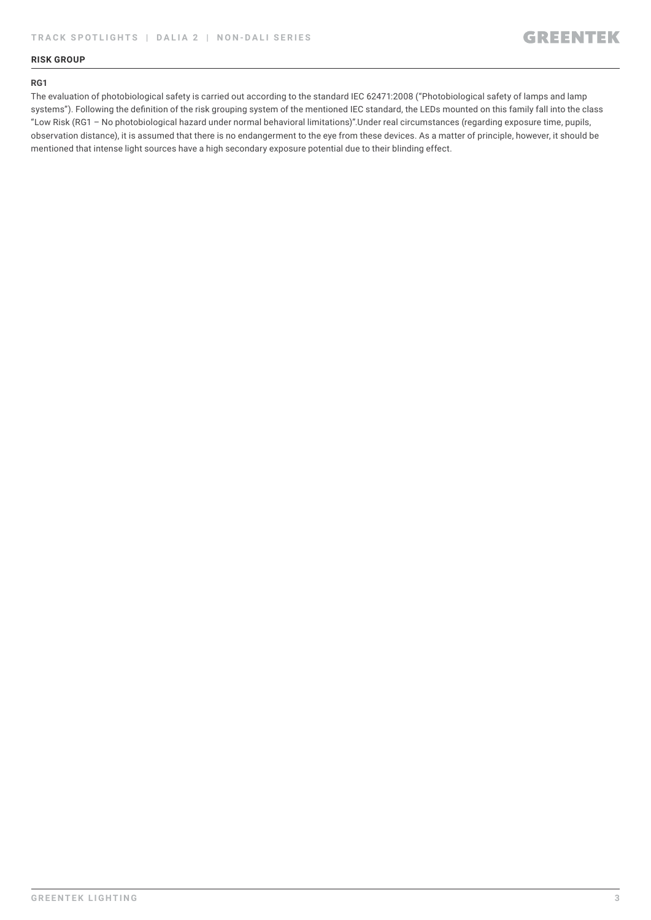## RISK GROUP

### RG1

The evaluation of photobiological safety is carried out according to the standard IEC 62471:2008 ("Photobiological safety of lamps and lamp systems"). Following the definition of the risk grouping system of the mentioned IEC standard, the LEDs mounted on this family fall into the class "Low Risk (RG1 – No photobiological hazard under normal behavioral limitations)".Under real circumstances (regarding exposure time, pupils, observation distance), it is assumed that there is no endangerment to the eye from these devices. As a matter of principle, however, it should be mentioned that intense light sources have a high secondary exposure potential due to their blinding effect.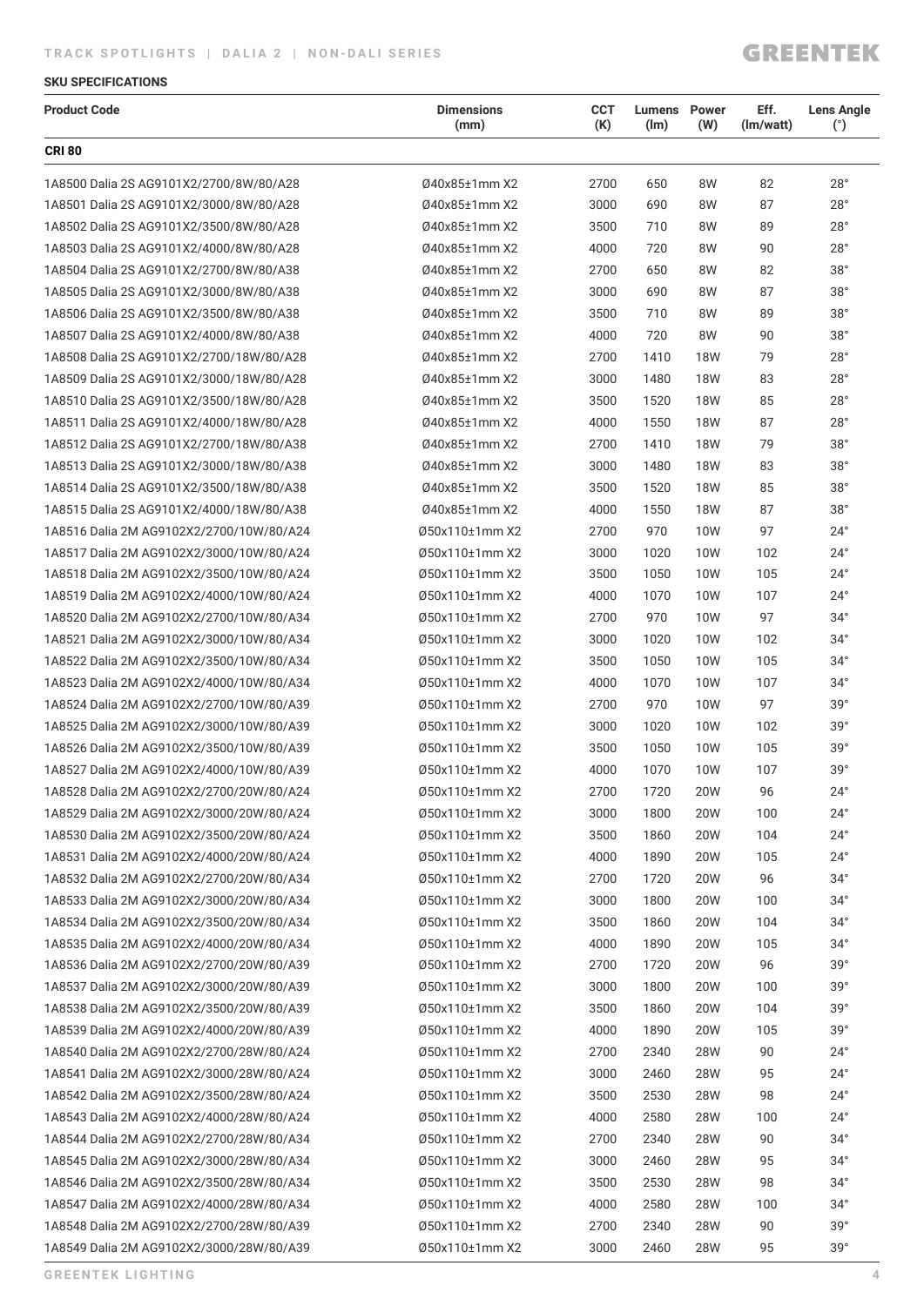TRACK SPOTLIGHTS | DALIA 2 | NON-DALI SERIES

GREENTEK

**SKU SPECIFICATIONS**

| Product Code | Dimensions (mm) | CCT (K) | Lumens (lm) | Power (W) | Eff. (lm/watt) | Lens Angle (°) |
|---|---|---|---|---|---|---|
| **CRI 80** | | | | | | |
| 1A8500 Dalia 2S AG9101X2/2700/8W/80/A28 | Ø40x85±1mm X2 | 2700 | 650 | 8W | 82 | 28° |
| 1A8501 Dalia 2S AG9101X2/3000/8W/80/A28 | Ø40x85±1mm X2 | 3000 | 690 | 8W | 87 | 28° |
| 1A8502 Dalia 2S AG9101X2/3500/8W/80/A28 | Ø40x85±1mm X2 | 3500 | 710 | 8W | 89 | 28° |
| 1A8503 Dalia 2S AG9101X2/4000/8W/80/A28 | Ø40x85±1mm X2 | 4000 | 720 | 8W | 90 | 28° |
| 1A8504 Dalia 2S AG9101X2/2700/8W/80/A38 | Ø40x85±1mm X2 | 2700 | 650 | 8W | 82 | 38° |
| 1A8505 Dalia 2S AG9101X2/3000/8W/80/A38 | Ø40x85±1mm X2 | 3000 | 690 | 8W | 87 | 38° |
| 1A8506 Dalia 2S AG9101X2/3500/8W/80/A38 | Ø40x85±1mm X2 | 3500 | 710 | 8W | 89 | 38° |
| 1A8507 Dalia 2S AG9101X2/4000/8W/80/A38 | Ø40x85±1mm X2 | 4000 | 720 | 8W | 90 | 38° |
| 1A8508 Dalia 2S AG9101X2/2700/18W/80/A28 | Ø40x85±1mm X2 | 2700 | 1410 | 18W | 79 | 28° |
| 1A8509 Dalia 2S AG9101X2/3000/18W/80/A28 | Ø40x85±1mm X2 | 3000 | 1480 | 18W | 83 | 28° |
| 1A8510 Dalia 2S AG9101X2/3500/18W/80/A28 | Ø40x85±1mm X2 | 3500 | 1520 | 18W | 85 | 28° |
| 1A8511 Dalia 2S AG9101X2/4000/18W/80/A28 | Ø40x85±1mm X2 | 4000 | 1550 | 18W | 87 | 28° |
| 1A8512 Dalia 2S AG9101X2/2700/18W/80/A38 | Ø40x85±1mm X2 | 2700 | 1410 | 18W | 79 | 38° |
| 1A8513 Dalia 2S AG9101X2/3000/18W/80/A38 | Ø40x85±1mm X2 | 3000 | 1480 | 18W | 83 | 38° |
| 1A8514 Dalia 2S AG9101X2/3500/18W/80/A38 | Ø40x85±1mm X2 | 3500 | 1520 | 18W | 85 | 38° |
| 1A8515 Dalia 2S AG9101X2/4000/18W/80/A38 | Ø40x85±1mm X2 | 4000 | 1550 | 18W | 87 | 38° |
| 1A8516 Dalia 2M AG9102X2/2700/10W/80/A24 | Ø50x110±1mm X2 | 2700 | 970 | 10W | 97 | 24° |
| 1A8517 Dalia 2M AG9102X2/3000/10W/80/A24 | Ø50x110±1mm X2 | 3000 | 1020 | 10W | 102 | 24° |
| 1A8518 Dalia 2M AG9102X2/3500/10W/80/A24 | Ø50x110±1mm X2 | 3500 | 1050 | 10W | 105 | 24° |
| 1A8519 Dalia 2M AG9102X2/4000/10W/80/A24 | Ø50x110±1mm X2 | 4000 | 1070 | 10W | 107 | 24° |
| 1A8520 Dalia 2M AG9102X2/2700/10W/80/A34 | Ø50x110±1mm X2 | 2700 | 970 | 10W | 97 | 34° |
| 1A8521 Dalia 2M AG9102X2/3000/10W/80/A34 | Ø50x110±1mm X2 | 3000 | 1020 | 10W | 102 | 34° |
| 1A8522 Dalia 2M AG9102X2/3500/10W/80/A34 | Ø50x110±1mm X2 | 3500 | 1050 | 10W | 105 | 34° |
| 1A8523 Dalia 2M AG9102X2/4000/10W/80/A34 | Ø50x110±1mm X2 | 4000 | 1070 | 10W | 107 | 34° |
| 1A8524 Dalia 2M AG9102X2/2700/10W/80/A39 | Ø50x110±1mm X2 | 2700 | 970 | 10W | 97 | 39° |
| 1A8525 Dalia 2M AG9102X2/3000/10W/80/A39 | Ø50x110±1mm X2 | 3000 | 1020 | 10W | 102 | 39° |
| 1A8526 Dalia 2M AG9102X2/3500/10W/80/A39 | Ø50x110±1mm X2 | 3500 | 1050 | 10W | 105 | 39° |
| 1A8527 Dalia 2M AG9102X2/4000/10W/80/A39 | Ø50x110±1mm X2 | 4000 | 1070 | 10W | 107 | 39° |
| 1A8528 Dalia 2M AG9102X2/2700/20W/80/A24 | Ø50x110±1mm X2 | 2700 | 1720 | 20W | 96 | 24° |
| 1A8529 Dalia 2M AG9102X2/3000/20W/80/A24 | Ø50x110±1mm X2 | 3000 | 1800 | 20W | 100 | 24° |
| 1A8530 Dalia 2M AG9102X2/3500/20W/80/A24 | Ø50x110±1mm X2 | 3500 | 1860 | 20W | 104 | 24° |
| 1A8531 Dalia 2M AG9102X2/4000/20W/80/A24 | Ø50x110±1mm X2 | 4000 | 1890 | 20W | 105 | 24° |
| 1A8532 Dalia 2M AG9102X2/2700/20W/80/A34 | Ø50x110±1mm X2 | 2700 | 1720 | 20W | 96 | 34° |
| 1A8533 Dalia 2M AG9102X2/3000/20W/80/A34 | Ø50x110±1mm X2 | 3000 | 1800 | 20W | 100 | 34° |
| 1A8534 Dalia 2M AG9102X2/3500/20W/80/A34 | Ø50x110±1mm X2 | 3500 | 1860 | 20W | 104 | 34° |
| 1A8535 Dalia 2M AG9102X2/4000/20W/80/A34 | Ø50x110±1mm X2 | 4000 | 1890 | 20W | 105 | 34° |
| 1A8536 Dalia 2M AG9102X2/2700/20W/80/A39 | Ø50x110±1mm X2 | 2700 | 1720 | 20W | 96 | 39° |
| 1A8537 Dalia 2M AG9102X2/3000/20W/80/A39 | Ø50x110±1mm X2 | 3000 | 1800 | 20W | 100 | 39° |
| 1A8538 Dalia 2M AG9102X2/3500/20W/80/A39 | Ø50x110±1mm X2 | 3500 | 1860 | 20W | 104 | 39° |
| 1A8539 Dalia 2M AG9102X2/4000/20W/80/A39 | Ø50x110±1mm X2 | 4000 | 1890 | 20W | 105 | 39° |
| 1A8540 Dalia 2M AG9102X2/2700/28W/80/A24 | Ø50x110±1mm X2 | 2700 | 2340 | 28W | 90 | 24° |
| 1A8541 Dalia 2M AG9102X2/3000/28W/80/A24 | Ø50x110±1mm X2 | 3000 | 2460 | 28W | 95 | 24° |
| 1A8542 Dalia 2M AG9102X2/3500/28W/80/A24 | Ø50x110±1mm X2 | 3500 | 2530 | 28W | 98 | 24° |
| 1A8543 Dalia 2M AG9102X2/4000/28W/80/A24 | Ø50x110±1mm X2 | 4000 | 2580 | 28W | 100 | 24° |
| 1A8544 Dalia 2M AG9102X2/2700/28W/80/A34 | Ø50x110±1mm X2 | 2700 | 2340 | 28W | 90 | 34° |
| 1A8545 Dalia 2M AG9102X2/3000/28W/80/A34 | Ø50x110±1mm X2 | 3000 | 2460 | 28W | 95 | 34° |
| 1A8546 Dalia 2M AG9102X2/3500/28W/80/A34 | Ø50x110±1mm X2 | 3500 | 2530 | 28W | 98 | 34° |
| 1A8547 Dalia 2M AG9102X2/4000/28W/80/A34 | Ø50x110±1mm X2 | 4000 | 2580 | 28W | 100 | 34° |
| 1A8548 Dalia 2M AG9102X2/2700/28W/80/A39 | Ø50x110±1mm X2 | 2700 | 2340 | 28W | 90 | 39° |
| 1A8549 Dalia 2M AG9102X2/3000/28W/80/A39 | Ø50x110±1mm X2 | 3000 | 2460 | 28W | 95 | 39° |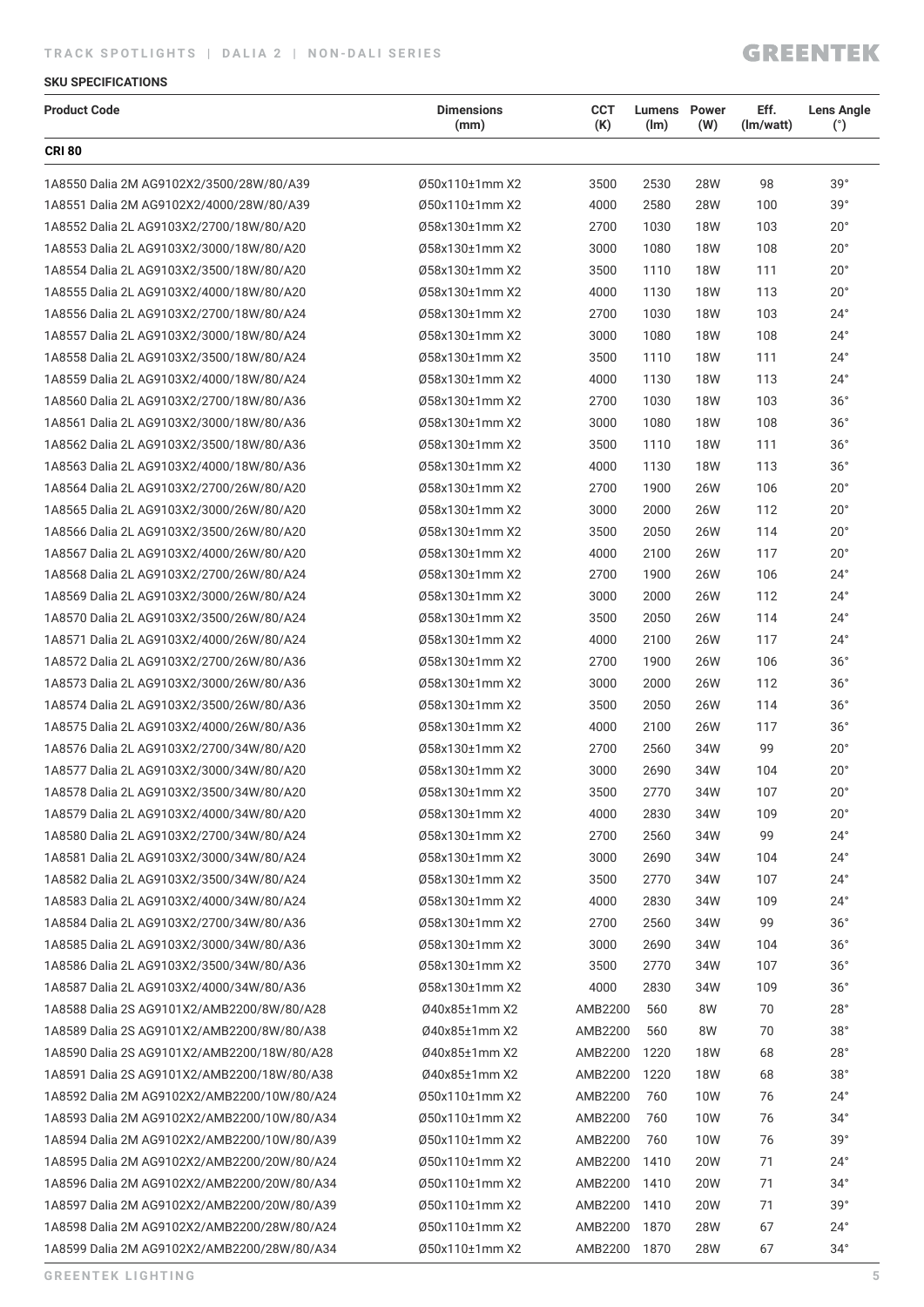## SKU SPECIFICATIONS

| Product Code | Dimensions (mm) | CCT (K) | Lumens (lm) | Power (W) | Eff. (lm/watt) | Lens Angle (°) |
|---|---|---|---|---|---|---|
| **CRI 80** | | | | | | |
| 1A8550 Dalia 2M AG9102X2/3500/28W/80/A39 | Ø50x110±1mm X2 | 3500 | 2530 | 28W | 98 | 39° |
| 1A8551 Dalia 2M AG9102X2/4000/28W/80/A39 | Ø50x110±1mm X2 | 4000 | 2580 | 28W | 100 | 39° |
| 1A8552 Dalia 2L AG9103X2/2700/18W/80/A20 | Ø58x130±1mm X2 | 2700 | 1030 | 18W | 103 | 20° |
| 1A8553 Dalia 2L AG9103X2/3000/18W/80/A20 | Ø58x130±1mm X2 | 3000 | 1080 | 18W | 108 | 20° |
| 1A8554 Dalia 2L AG9103X2/3500/18W/80/A20 | Ø58x130±1mm X2 | 3500 | 1110 | 18W | 111 | 20° |
| 1A8555 Dalia 2L AG9103X2/4000/18W/80/A20 | Ø58x130±1mm X2 | 4000 | 1130 | 18W | 113 | 20° |
| 1A8556 Dalia 2L AG9103X2/2700/18W/80/A24 | Ø58x130±1mm X2 | 2700 | 1030 | 18W | 103 | 24° |
| 1A8557 Dalia 2L AG9103X2/3000/18W/80/A24 | Ø58x130±1mm X2 | 3000 | 1080 | 18W | 108 | 24° |
| 1A8558 Dalia 2L AG9103X2/3500/18W/80/A24 | Ø58x130±1mm X2 | 3500 | 1110 | 18W | 111 | 24° |
| 1A8559 Dalia 2L AG9103X2/4000/18W/80/A24 | Ø58x130±1mm X2 | 4000 | 1130 | 18W | 113 | 24° |
| 1A8560 Dalia 2L AG9103X2/2700/18W/80/A36 | Ø58x130±1mm X2 | 2700 | 1030 | 18W | 103 | 36° |
| 1A8561 Dalia 2L AG9103X2/3000/18W/80/A36 | Ø58x130±1mm X2 | 3000 | 1080 | 18W | 108 | 36° |
| 1A8562 Dalia 2L AG9103X2/3500/18W/80/A36 | Ø58x130±1mm X2 | 3500 | 1110 | 18W | 111 | 36° |
| 1A8563 Dalia 2L AG9103X2/4000/18W/80/A36 | Ø58x130±1mm X2 | 4000 | 1130 | 18W | 113 | 36° |
| 1A8564 Dalia 2L AG9103X2/2700/26W/80/A20 | Ø58x130±1mm X2 | 2700 | 1900 | 26W | 106 | 20° |
| 1A8565 Dalia 2L AG9103X2/3000/26W/80/A20 | Ø58x130±1mm X2 | 3000 | 2000 | 26W | 112 | 20° |
| 1A8566 Dalia 2L AG9103X2/3500/26W/80/A20 | Ø58x130±1mm X2 | 3500 | 2050 | 26W | 114 | 20° |
| 1A8567 Dalia 2L AG9103X2/4000/26W/80/A20 | Ø58x130±1mm X2 | 4000 | 2100 | 26W | 117 | 20° |
| 1A8568 Dalia 2L AG9103X2/2700/26W/80/A24 | Ø58x130±1mm X2 | 2700 | 1900 | 26W | 106 | 24° |
| 1A8569 Dalia 2L AG9103X2/3000/26W/80/A24 | Ø58x130±1mm X2 | 3000 | 2000 | 26W | 112 | 24° |
| 1A8570 Dalia 2L AG9103X2/3500/26W/80/A24 | Ø58x130±1mm X2 | 3500 | 2050 | 26W | 114 | 24° |
| 1A8571 Dalia 2L AG9103X2/4000/26W/80/A24 | Ø58x130±1mm X2 | 4000 | 2100 | 26W | 117 | 24° |
| 1A8572 Dalia 2L AG9103X2/2700/26W/80/A36 | Ø58x130±1mm X2 | 2700 | 1900 | 26W | 106 | 36° |
| 1A8573 Dalia 2L AG9103X2/3000/26W/80/A36 | Ø58x130±1mm X2 | 3000 | 2000 | 26W | 112 | 36° |
| 1A8574 Dalia 2L AG9103X2/3500/26W/80/A36 | Ø58x130±1mm X2 | 3500 | 2050 | 26W | 114 | 36° |
| 1A8575 Dalia 2L AG9103X2/4000/26W/80/A36 | Ø58x130±1mm X2 | 4000 | 2100 | 26W | 117 | 36° |
| 1A8576 Dalia 2L AG9103X2/2700/34W/80/A20 | Ø58x130±1mm X2 | 2700 | 2560 | 34W | 99 | 20° |
| 1A8577 Dalia 2L AG9103X2/3000/34W/80/A20 | Ø58x130±1mm X2 | 3000 | 2690 | 34W | 104 | 20° |
| 1A8578 Dalia 2L AG9103X2/3500/34W/80/A20 | Ø58x130±1mm X2 | 3500 | 2770 | 34W | 107 | 20° |
| 1A8579 Dalia 2L AG9103X2/4000/34W/80/A20 | Ø58x130±1mm X2 | 4000 | 2830 | 34W | 109 | 20° |
| 1A8580 Dalia 2L AG9103X2/2700/34W/80/A24 | Ø58x130±1mm X2 | 2700 | 2560 | 34W | 99 | 24° |
| 1A8581 Dalia 2L AG9103X2/3000/34W/80/A24 | Ø58x130±1mm X2 | 3000 | 2690 | 34W | 104 | 24° |
| 1A8582 Dalia 2L AG9103X2/3500/34W/80/A24 | Ø58x130±1mm X2 | 3500 | 2770 | 34W | 107 | 24° |
| 1A8583 Dalia 2L AG9103X2/4000/34W/80/A24 | Ø58x130±1mm X2 | 4000 | 2830 | 34W | 109 | 24° |
| 1A8584 Dalia 2L AG9103X2/2700/34W/80/A36 | Ø58x130±1mm X2 | 2700 | 2560 | 34W | 99 | 36° |
| 1A8585 Dalia 2L AG9103X2/3000/34W/80/A36 | Ø58x130±1mm X2 | 3000 | 2690 | 34W | 104 | 36° |
| 1A8586 Dalia 2L AG9103X2/3500/34W/80/A36 | Ø58x130±1mm X2 | 3500 | 2770 | 34W | 107 | 36° |
| 1A8587 Dalia 2L AG9103X2/4000/34W/80/A36 | Ø58x130±1mm X2 | 4000 | 2830 | 34W | 109 | 36° |
| 1A8588 Dalia 2S AG9101X2/AMB2200/8W/80/A28 | Ø40x85±1mm X2 | AMB2200 | 560 | 8W | 70 | 28° |
| 1A8589 Dalia 2S AG9101X2/AMB2200/8W/80/A38 | Ø40x85±1mm X2 | AMB2200 | 560 | 8W | 70 | 38° |
| 1A8590 Dalia 2S AG9101X2/AMB2200/18W/80/A28 | Ø40x85±1mm X2 | AMB2200 | 1220 | 18W | 68 | 28° |
| 1A8591 Dalia 2S AG9101X2/AMB2200/18W/80/A38 | Ø40x85±1mm X2 | AMB2200 | 1220 | 18W | 68 | 38° |
| 1A8592 Dalia 2M AG9102X2/AMB2200/10W/80/A24 | Ø50x110±1mm X2 | AMB2200 | 760 | 10W | 76 | 24° |
| 1A8593 Dalia 2M AG9102X2/AMB2200/10W/80/A34 | Ø50x110±1mm X2 | AMB2200 | 760 | 10W | 76 | 34° |
| 1A8594 Dalia 2M AG9102X2/AMB2200/10W/80/A39 | Ø50x110±1mm X2 | AMB2200 | 760 | 10W | 76 | 39° |
| 1A8595 Dalia 2M AG9102X2/AMB2200/20W/80/A24 | Ø50x110±1mm X2 | AMB2200 | 1410 | 20W | 71 | 24° |
| 1A8596 Dalia 2M AG9102X2/AMB2200/20W/80/A34 | Ø50x110±1mm X2 | AMB2200 | 1410 | 20W | 71 | 34° |
| 1A8597 Dalia 2M AG9102X2/AMB2200/20W/80/A39 | Ø50x110±1mm X2 | AMB2200 | 1410 | 20W | 71 | 39° |
| 1A8598 Dalia 2M AG9102X2/AMB2200/28W/80/A24 | Ø50x110±1mm X2 | AMB2200 | 1870 | 28W | 67 | 24° |
| 1A8599 Dalia 2M AG9102X2/AMB2200/28W/80/A34 | Ø50x110±1mm X2 | AMB2200 | 1870 | 28W | 67 | 34° |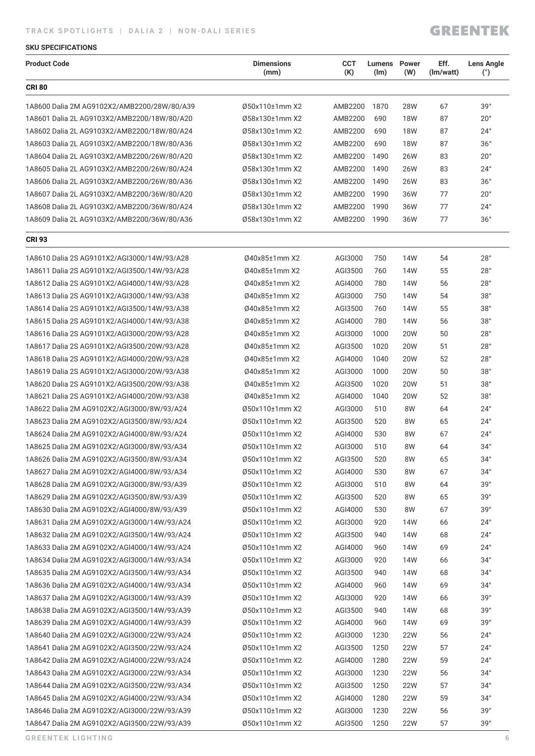**TRACK SPOTLIGHTS | DALIA 2 | NON-DALI SERIES**

**SKU SPECIFICATIONS**

| Product Code | Dimensions (mm) | CCT (K) | Lumens (lm) | Power (W) | Eff. (lm/watt) | Lens Angle (°) |
|---|---|---|---|---|---|---|
| **CRI 80** | | | | | | |
| 1A8600 Dalia 2M AG9102X2/AMB2200/28W/80/A39 | Ø50x110±1mm X2 | AMB2200 | 1870 | 28W | 67 | 39° |
| 1A8601 Dalia 2L AG9103X2/AMB2200/18W/80/A20 | Ø58x130±1mm X2 | AMB2200 | 690 | 18W | 87 | 20° |
| 1A8602 Dalia 2L AG9103X2/AMB2200/18W/80/A24 | Ø58x130±1mm X2 | AMB2200 | 690 | 18W | 87 | 24° |
| 1A8603 Dalia 2L AG9103X2/AMB2200/18W/80/A36 | Ø58x130±1mm X2 | AMB2200 | 690 | 18W | 87 | 36° |
| 1A8604 Dalia 2L AG9103X2/AMB2200/26W/80/A20 | Ø58x130±1mm X2 | AMB2200 | 1490 | 26W | 83 | 20° |
| 1A8605 Dalia 2L AG9103X2/AMB2200/26W/80/A24 | Ø58x130±1mm X2 | AMB2200 | 1490 | 26W | 83 | 24° |
| 1A8606 Dalia 2L AG9103X2/AMB2200/26W/80/A36 | Ø58x130±1mm X2 | AMB2200 | 1490 | 26W | 83 | 36° |
| 1A8607 Dalia 2L AG9103X2/AMB2200/36W/80/A20 | Ø58x130±1mm X2 | AMB2200 | 1990 | 36W | 77 | 20° |
| 1A8608 Dalia 2L AG9103X2/AMB2200/36W/80/A24 | Ø58x130±1mm X2 | AMB2200 | 1990 | 36W | 77 | 24° |
| 1A8609 Dalia 2L AG9103X2/AMB2200/36W/80/A36 | Ø58x130±1mm X2 | AMB2200 | 1990 | 36W | 77 | 36° |
| **CRI 93** | | | | | | |
| 1A8610 Dalia 2S AG9101X2/AGI3000/14W/93/A28 | Ø40x85±1mm X2 | AGI3000 | 750 | 14W | 54 | 28° |
| 1A8611 Dalia 2S AG9101X2/AGI3500/14W/93/A28 | Ø40x85±1mm X2 | AGI3500 | 760 | 14W | 55 | 28° |
| 1A8612 Dalia 2S AG9101X2/AGI4000/14W/93/A28 | Ø40x85±1mm X2 | AGI4000 | 780 | 14W | 56 | 28° |
| 1A8613 Dalia 2S AG9101X2/AGI3000/14W/93/A38 | Ø40x85±1mm X2 | AGI3000 | 750 | 14W | 54 | 38° |
| 1A8614 Dalia 2S AG9101X2/AGI3500/14W/93/A38 | Ø40x85±1mm X2 | AGI3500 | 760 | 14W | 55 | 38° |
| 1A8615 Dalia 2S AG9101X2/AGI4000/14W/93/A38 | Ø40x85±1mm X2 | AGI4000 | 780 | 14W | 56 | 38° |
| 1A8616 Dalia 2S AG9101X2/AGI3000/20W/93/A28 | Ø40x85±1mm X2 | AGI3000 | 1000 | 20W | 50 | 28° |
| 1A8617 Dalia 2S AG9101X2/AGI3500/20W/93/A28 | Ø40x85±1mm X2 | AGI3500 | 1020 | 20W | 51 | 28° |
| 1A8618 Dalia 2S AG9101X2/AGI4000/20W/93/A28 | Ø40x85±1mm X2 | AGI4000 | 1040 | 20W | 52 | 28° |
| 1A8619 Dalia 2S AG9101X2/AGI3000/20W/93/A38 | Ø40x85±1mm X2 | AGI3000 | 1000 | 20W | 50 | 38° |
| 1A8620 Dalia 2S AG9101X2/AGI3500/20W/93/A38 | Ø40x85±1mm X2 | AGI3500 | 1020 | 20W | 51 | 38° |
| 1A8621 Dalia 2S AG9101X2/AGI4000/20W/93/A38 | Ø40x85±1mm X2 | AGI4000 | 1040 | 20W | 52 | 38° |
| 1A8622 Dalia 2M AG9102X2/AGI3000/8W/93/A24 | Ø50x110±1mm X2 | AGI3000 | 510 | 8W | 64 | 24° |
| 1A8623 Dalia 2M AG9102X2/AGI3500/8W/93/A24 | Ø50x110±1mm X2 | AGI3500 | 520 | 8W | 65 | 24° |
| 1A8624 Dalia 2M AG9102X2/AGI4000/8W/93/A24 | Ø50x110±1mm X2 | AGI4000 | 530 | 8W | 67 | 24° |
| 1A8625 Dalia 2M AG9102X2/AGI3000/8W/93/A34 | Ø50x110±1mm X2 | AGI3000 | 510 | 8W | 64 | 34° |
| 1A8626 Dalia 2M AG9102X2/AGI3500/8W/93/A34 | Ø50x110±1mm X2 | AGI3500 | 520 | 8W | 65 | 34° |
| 1A8627 Dalia 2M AG9102X2/AGI4000/8W/93/A34 | Ø50x110±1mm X2 | AGI4000 | 530 | 8W | 67 | 34° |
| 1A8628 Dalia 2M AG9102X2/AGI3000/8W/93/A39 | Ø50x110±1mm X2 | AGI3000 | 510 | 8W | 64 | 39° |
| 1A8629 Dalia 2M AG9102X2/AGI3500/8W/93/A39 | Ø50x110±1mm X2 | AGI3500 | 520 | 8W | 65 | 39° |
| 1A8630 Dalia 2M AG9102X2/AGI4000/8W/93/A39 | Ø50x110±1mm X2 | AGI4000 | 530 | 8W | 67 | 39° |
| 1A8631 Dalia 2M AG9102X2/AGI3000/14W/93/A24 | Ø50x110±1mm X2 | AGI3000 | 920 | 14W | 66 | 24° |
| 1A8632 Dalia 2M AG9102X2/AGI3500/14W/93/A24 | Ø50x110±1mm X2 | AGI3500 | 940 | 14W | 68 | 24° |
| 1A8633 Dalia 2M AG9102X2/AGI4000/14W/93/A24 | Ø50x110±1mm X2 | AGI4000 | 960 | 14W | 69 | 24° |
| 1A8634 Dalia 2M AG9102X2/AGI3000/14W/93/A34 | Ø50x110±1mm X2 | AGI3000 | 920 | 14W | 66 | 34° |
| 1A8635 Dalia 2M AG9102X2/AGI3500/14W/93/A34 | Ø50x110±1mm X2 | AGI3500 | 940 | 14W | 68 | 34° |
| 1A8636 Dalia 2M AG9102X2/AGI4000/14W/93/A34 | Ø50x110±1mm X2 | AGI4000 | 960 | 14W | 69 | 34° |
| 1A8637 Dalia 2M AG9102X2/AGI3000/14W/93/A39 | Ø50x110±1mm X2 | AGI3000 | 920 | 14W | 66 | 39° |
| 1A8638 Dalia 2M AG9102X2/AGI3500/14W/93/A39 | Ø50x110±1mm X2 | AGI3500 | 940 | 14W | 68 | 39° |
| 1A8639 Dalia 2M AG9102X2/AGI4000/14W/93/A39 | Ø50x110±1mm X2 | AGI4000 | 960 | 14W | 69 | 39° |
| 1A8640 Dalia 2M AG9102X2/AGI3000/22W/93/A24 | Ø50x110±1mm X2 | AGI3000 | 1230 | 22W | 56 | 24° |
| 1A8641 Dalia 2M AG9102X2/AGI3500/22W/93/A24 | Ø50x110±1mm X2 | AGI3500 | 1250 | 22W | 57 | 24° |
| 1A8642 Dalia 2M AG9102X2/AGI4000/22W/93/A24 | Ø50x110±1mm X2 | AGI4000 | 1280 | 22W | 59 | 24° |
| 1A8643 Dalia 2M AG9102X2/AGI3000/22W/93/A34 | Ø50x110±1mm X2 | AGI3000 | 1230 | 22W | 56 | 34° |
| 1A8644 Dalia 2M AG9102X2/AGI3500/22W/93/A34 | Ø50x110±1mm X2 | AGI3500 | 1250 | 22W | 57 | 34° |
| 1A8645 Dalia 2M AG9102X2/AGI4000/22W/93/A34 | Ø50x110±1mm X2 | AGI4000 | 1280 | 22W | 59 | 34° |
| 1A8646 Dalia 2M AG9102X2/AGI3000/22W/93/A39 | Ø50x110±1mm X2 | AGI3000 | 1230 | 22W | 56 | 39° |
| 1A8647 Dalia 2M AG9102X2/AGI3500/22W/93/A39 | Ø50x110±1mm X2 | AGI3500 | 1250 | 22W | 57 | 39° |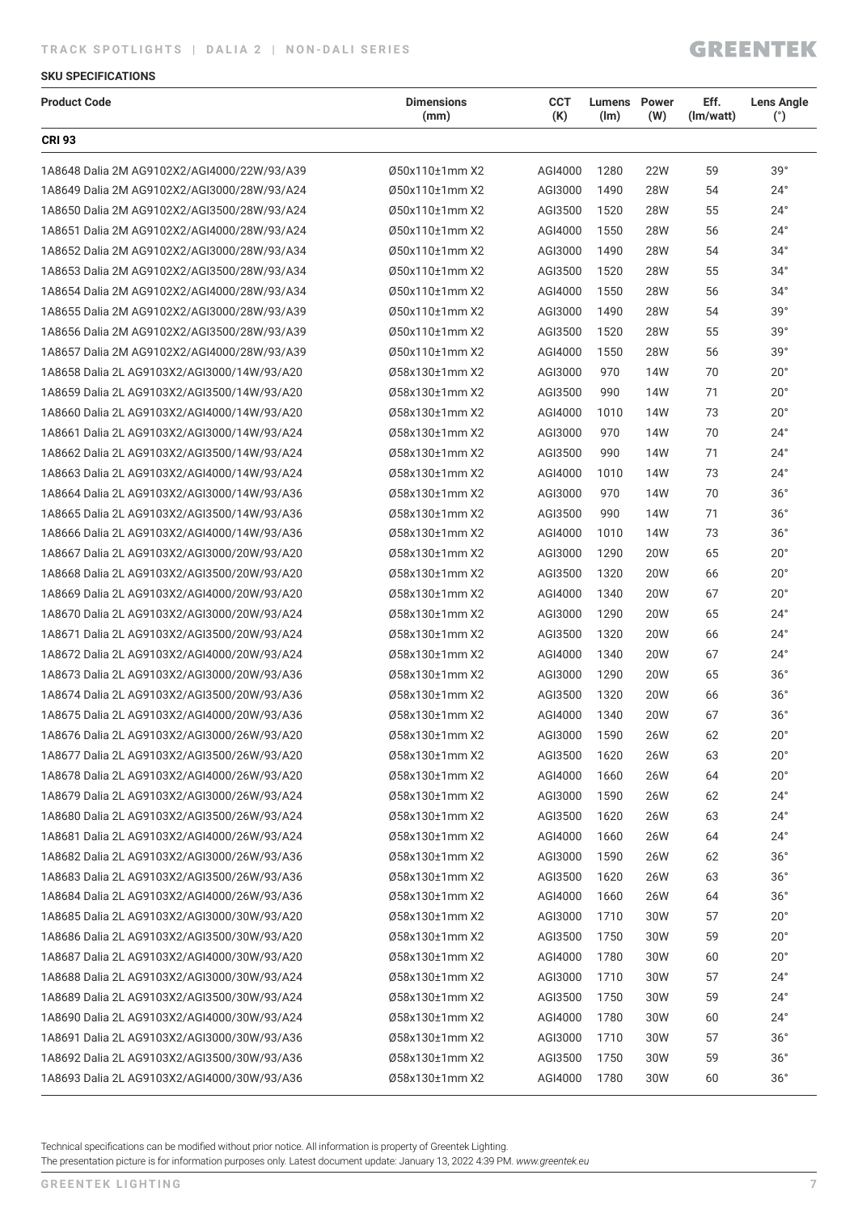TRACK SPOTLIGHTS | DALIA 2 | NON-DALI SERIES

## SKU SPECIFICATIONS

| Product Code | Dimensions (mm) | CCT (K) | Lumens (lm) | Power (W) | Eff. (lm/watt) | Lens Angle (°) |
|---|---|---|---|---|---|---|
| **CRI 93** | | | | | | |
| 1A8648 Dalia 2M AG9102X2/AGI4000/22W/93/A39 | Ø50x110±1mm X2 | AGI4000 | 1280 | 22W | 59 | 39° |
| 1A8649 Dalia 2M AG9102X2/AGI3000/28W/93/A24 | Ø50x110±1mm X2 | AGI3000 | 1490 | 28W | 54 | 24° |
| 1A8650 Dalia 2M AG9102X2/AGI3500/28W/93/A24 | Ø50x110±1mm X2 | AGI3500 | 1520 | 28W | 55 | 24° |
| 1A8651 Dalia 2M AG9102X2/AGI4000/28W/93/A24 | Ø50x110±1mm X2 | AGI4000 | 1550 | 28W | 56 | 24° |
| 1A8652 Dalia 2M AG9102X2/AGI3000/28W/93/A34 | Ø50x110±1mm X2 | AGI3000 | 1490 | 28W | 54 | 34° |
| 1A8653 Dalia 2M AG9102X2/AGI3500/28W/93/A34 | Ø50x110±1mm X2 | AGI3500 | 1520 | 28W | 55 | 34° |
| 1A8654 Dalia 2M AG9102X2/AGI4000/28W/93/A34 | Ø50x110±1mm X2 | AGI4000 | 1550 | 28W | 56 | 34° |
| 1A8655 Dalia 2M AG9102X2/AGI3000/28W/93/A39 | Ø50x110±1mm X2 | AGI3000 | 1490 | 28W | 54 | 39° |
| 1A8656 Dalia 2M AG9102X2/AGI3500/28W/93/A39 | Ø50x110±1mm X2 | AGI3500 | 1520 | 28W | 55 | 39° |
| 1A8657 Dalia 2M AG9102X2/AGI4000/28W/93/A39 | Ø50x110±1mm X2 | AGI4000 | 1550 | 28W | 56 | 39° |
| 1A8658 Dalia 2L AG9103X2/AGI3000/14W/93/A20 | Ø58x130±1mm X2 | AGI3000 | 970 | 14W | 70 | 20° |
| 1A8659 Dalia 2L AG9103X2/AGI3500/14W/93/A20 | Ø58x130±1mm X2 | AGI3500 | 990 | 14W | 71 | 20° |
| 1A8660 Dalia 2L AG9103X2/AGI4000/14W/93/A20 | Ø58x130±1mm X2 | AGI4000 | 1010 | 14W | 73 | 20° |
| 1A8661 Dalia 2L AG9103X2/AGI3000/14W/93/A24 | Ø58x130±1mm X2 | AGI3000 | 970 | 14W | 70 | 24° |
| 1A8662 Dalia 2L AG9103X2/AGI3500/14W/93/A24 | Ø58x130±1mm X2 | AGI3500 | 990 | 14W | 71 | 24° |
| 1A8663 Dalia 2L AG9103X2/AGI4000/14W/93/A24 | Ø58x130±1mm X2 | AGI4000 | 1010 | 14W | 73 | 24° |
| 1A8664 Dalia 2L AG9103X2/AGI3000/14W/93/A36 | Ø58x130±1mm X2 | AGI3000 | 970 | 14W | 70 | 36° |
| 1A8665 Dalia 2L AG9103X2/AGI3500/14W/93/A36 | Ø58x130±1mm X2 | AGI3500 | 990 | 14W | 71 | 36° |
| 1A8666 Dalia 2L AG9103X2/AGI4000/14W/93/A36 | Ø58x130±1mm X2 | AGI4000 | 1010 | 14W | 73 | 36° |
| 1A8667 Dalia 2L AG9103X2/AGI3000/20W/93/A20 | Ø58x130±1mm X2 | AGI3000 | 1290 | 20W | 65 | 20° |
| 1A8668 Dalia 2L AG9103X2/AGI3500/20W/93/A20 | Ø58x130±1mm X2 | AGI3500 | 1320 | 20W | 66 | 20° |
| 1A8669 Dalia 2L AG9103X2/AGI4000/20W/93/A20 | Ø58x130±1mm X2 | AGI4000 | 1340 | 20W | 67 | 20° |
| 1A8670 Dalia 2L AG9103X2/AGI3000/20W/93/A24 | Ø58x130±1mm X2 | AGI3000 | 1290 | 20W | 65 | 24° |
| 1A8671 Dalia 2L AG9103X2/AGI3500/20W/93/A24 | Ø58x130±1mm X2 | AGI3500 | 1320 | 20W | 66 | 24° |
| 1A8672 Dalia 2L AG9103X2/AGI4000/20W/93/A24 | Ø58x130±1mm X2 | AGI4000 | 1340 | 20W | 67 | 24° |
| 1A8673 Dalia 2L AG9103X2/AGI3000/20W/93/A36 | Ø58x130±1mm X2 | AGI3000 | 1290 | 20W | 65 | 36° |
| 1A8674 Dalia 2L AG9103X2/AGI3500/20W/93/A36 | Ø58x130±1mm X2 | AGI3500 | 1320 | 20W | 66 | 36° |
| 1A8675 Dalia 2L AG9103X2/AGI4000/20W/93/A36 | Ø58x130±1mm X2 | AGI4000 | 1340 | 20W | 67 | 36° |
| 1A8676 Dalia 2L AG9103X2/AGI3000/26W/93/A20 | Ø58x130±1mm X2 | AGI3000 | 1590 | 26W | 62 | 20° |
| 1A8677 Dalia 2L AG9103X2/AGI3500/26W/93/A20 | Ø58x130±1mm X2 | AGI3500 | 1620 | 26W | 63 | 20° |
| 1A8678 Dalia 2L AG9103X2/AGI4000/26W/93/A20 | Ø58x130±1mm X2 | AGI4000 | 1660 | 26W | 64 | 20° |
| 1A8679 Dalia 2L AG9103X2/AGI3000/26W/93/A24 | Ø58x130±1mm X2 | AGI3000 | 1590 | 26W | 62 | 24° |
| 1A8680 Dalia 2L AG9103X2/AGI3500/26W/93/A24 | Ø58x130±1mm X2 | AGI3500 | 1620 | 26W | 63 | 24° |
| 1A8681 Dalia 2L AG9103X2/AGI4000/26W/93/A24 | Ø58x130±1mm X2 | AGI4000 | 1660 | 26W | 64 | 24° |
| 1A8682 Dalia 2L AG9103X2/AGI3000/26W/93/A36 | Ø58x130±1mm X2 | AGI3000 | 1590 | 26W | 62 | 36° |
| 1A8683 Dalia 2L AG9103X2/AGI3500/26W/93/A36 | Ø58x130±1mm X2 | AGI3500 | 1620 | 26W | 63 | 36° |
| 1A8684 Dalia 2L AG9103X2/AGI4000/26W/93/A36 | Ø58x130±1mm X2 | AGI4000 | 1660 | 26W | 64 | 36° |
| 1A8685 Dalia 2L AG9103X2/AGI3000/30W/93/A20 | Ø58x130±1mm X2 | AGI3000 | 1710 | 30W | 57 | 20° |
| 1A8686 Dalia 2L AG9103X2/AGI3500/30W/93/A20 | Ø58x130±1mm X2 | AGI3500 | 1750 | 30W | 59 | 20° |
| 1A8687 Dalia 2L AG9103X2/AGI4000/30W/93/A20 | Ø58x130±1mm X2 | AGI4000 | 1780 | 30W | 60 | 20° |
| 1A8688 Dalia 2L AG9103X2/AGI3000/30W/93/A24 | Ø58x130±1mm X2 | AGI3000 | 1710 | 30W | 57 | 24° |
| 1A8689 Dalia 2L AG9103X2/AGI3500/30W/93/A24 | Ø58x130±1mm X2 | AGI3500 | 1750 | 30W | 59 | 24° |
| 1A8690 Dalia 2L AG9103X2/AGI4000/30W/93/A24 | Ø58x130±1mm X2 | AGI4000 | 1780 | 30W | 60 | 24° |
| 1A8691 Dalia 2L AG9103X2/AGI3000/30W/93/A36 | Ø58x130±1mm X2 | AGI3000 | 1710 | 30W | 57 | 36° |
| 1A8692 Dalia 2L AG9103X2/AGI3500/30W/93/A36 | Ø58x130±1mm X2 | AGI3500 | 1750 | 30W | 59 | 36° |
| 1A8693 Dalia 2L AG9103X2/AGI4000/30W/93/A36 | Ø58x130±1mm X2 | AGI4000 | 1780 | 30W | 60 | 36° |

Technical specifications can be modified without prior notice. All information is property of Greentek Lighting.
The presentation picture is for information purposes only. Latest document update: January 13, 2022 4:39 PM. *www.greentek.eu*